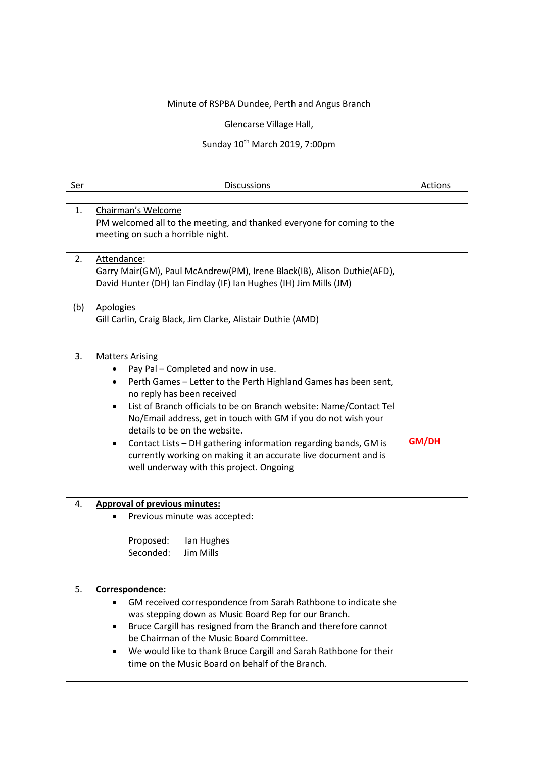Minute of RSPBA Dundee, Perth and Angus Branch

Glencarse Village Hall,

Sunday 10th March 2019, 7:00pm

| Ser | Discussions | Actions |
|---|---|---|
| | | |
| 1. | Chairman's Welcome<br>PM welcomed all to the meeting, and thanked everyone for coming to the meeting on such a horrible night. | |
| 2. | Attendance:<br>Garry Mair(GM), Paul McAndrew(PM), Irene Black(IB), Alison Duthie(AFD), David Hunter (DH) Ian Findlay (IF) Ian Hughes (IH) Jim Mills (JM) | |
| (b) | Apologies<br>Gill Carlin, Craig Black, Jim Clarke, Alistair Duthie (AMD) | |
| 3. | Matters Arising<br>• Pay Pal – Completed and now in use.<br>• Perth Games – Letter to the Perth Highland Games has been sent, no reply has been received<br>• List of Branch officials to be on Branch website: Name/Contact Tel No/Email address, get in touch with GM if you do not wish your details to be on the website.<br>• Contact Lists – DH gathering information regarding bands, GM is currently working on making it an accurate live document and is well underway with this project. Ongoing | **GM/DH** |
| 4. | **Approval of previous minutes:**<br>• Previous minute was accepted:<br><br>Proposed: Ian Hughes<br>Seconded: Jim Mills | |
| 5. | **Correspondence:**<br>• GM received correspondence from Sarah Rathbone to indicate she was stepping down as Music Board Rep for our Branch.<br>• Bruce Cargill has resigned from the Branch and therefore cannot be Chairman of the Music Board Committee.<br>• We would like to thank Bruce Cargill and Sarah Rathbone for their time on the Music Board on behalf of the Branch. | |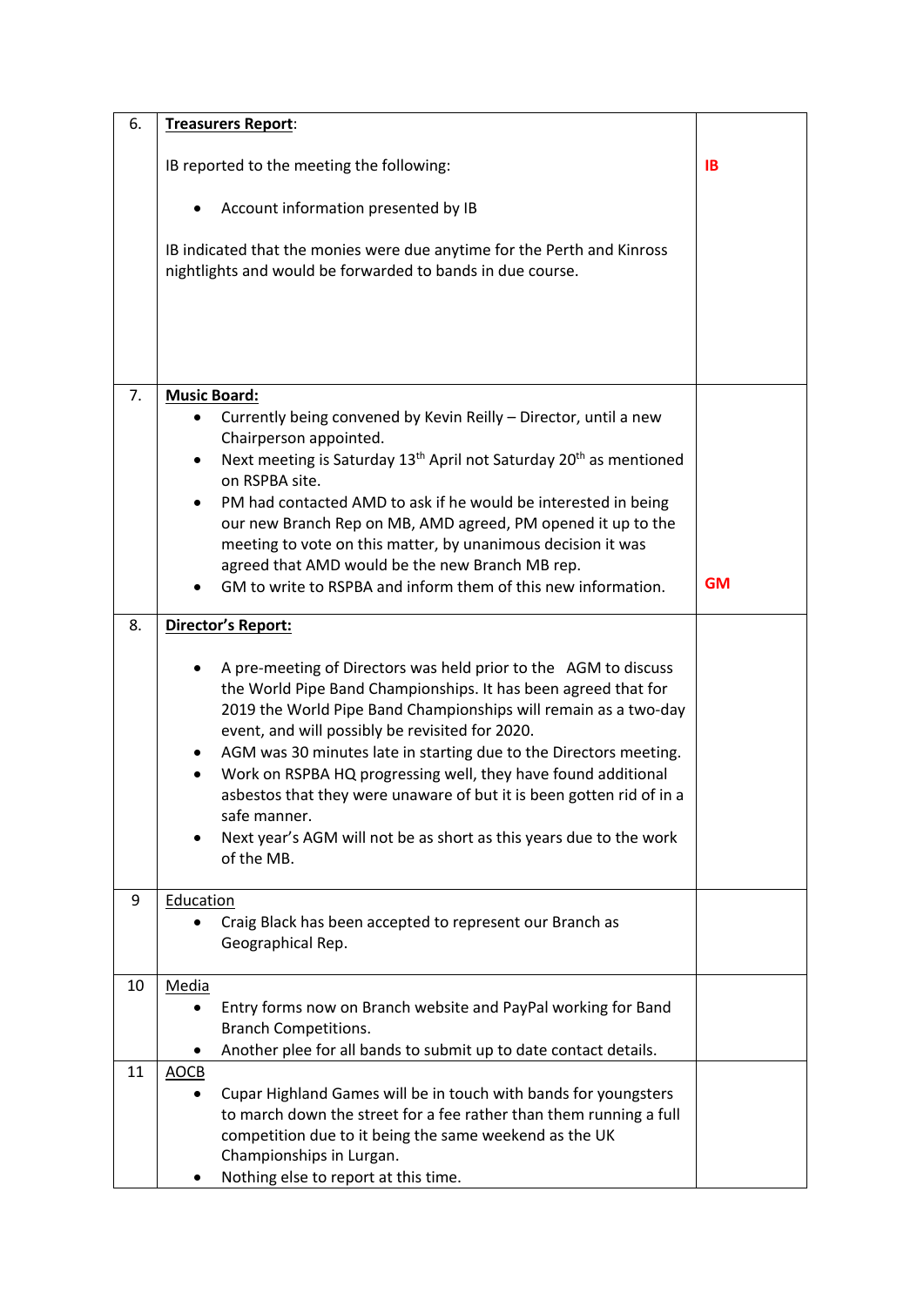| | | |
|---|---|---|
| 6. | **Treasurers Report**:<br><br>IB reported to the meeting the following:<br><br>• Account information presented by IB<br><br>IB indicated that the monies were due anytime for the Perth and Kinross nightlights and would be forwarded to bands in due course. | **IB** |
| 7. | **Music Board:**<br>• Currently being convened by Kevin Reilly – Director, until a new Chairperson appointed.<br>• Next meeting is Saturday 13th April not Saturday 20th as mentioned on RSPBA site.<br>• PM had contacted AMD to ask if he would be interested in being our new Branch Rep on MB, AMD agreed, PM opened it up to the meeting to vote on this matter, by unanimous decision it was agreed that AMD would be the new Branch MB rep.<br>• GM to write to RSPBA and inform them of this new information. | **GM** |
| 8. | **Director's Report:**<br><br>• A pre-meeting of Directors was held prior to the AGM to discuss the World Pipe Band Championships. It has been agreed that for 2019 the World Pipe Band Championships will remain as a two-day event, and will possibly be revisited for 2020.<br>• AGM was 30 minutes late in starting due to the Directors meeting.<br>• Work on RSPBA HQ progressing well, they have found additional asbestos that they were unaware of but it is been gotten rid of in a safe manner.<br>• Next year's AGM will not be as short as this years due to the work of the MB. | |
| 9 | Education<br>• Craig Black has been accepted to represent our Branch as Geographical Rep. | |
| 10 | Media<br>• Entry forms now on Branch website and PayPal working for Band Branch Competitions.<br>• Another plee for all bands to submit up to date contact details. | |
| 11 | AOCB<br>• Cupar Highland Games will be in touch with bands for youngsters to march down the street for a fee rather than them running a full competition due to it being the same weekend as the UK Championships in Lurgan.<br>• Nothing else to report at this time. | |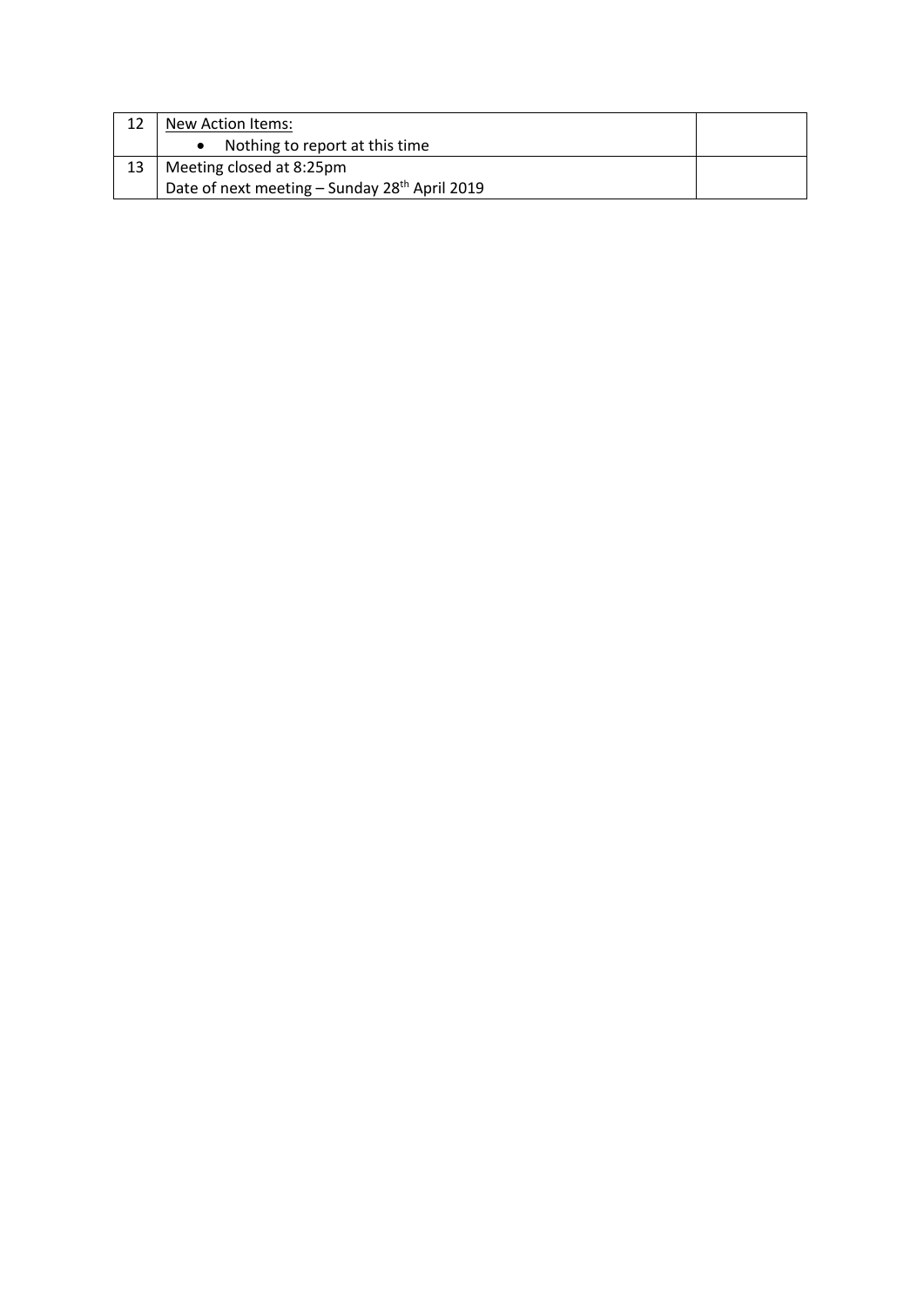| | | |
|---|---|---|
| 12 | <u>New Action Items:</u><br>• Nothing to report at this time | |
| 13 | Meeting closed at 8:25pm<br>Date of next meeting – Sunday 28th April 2019 | |